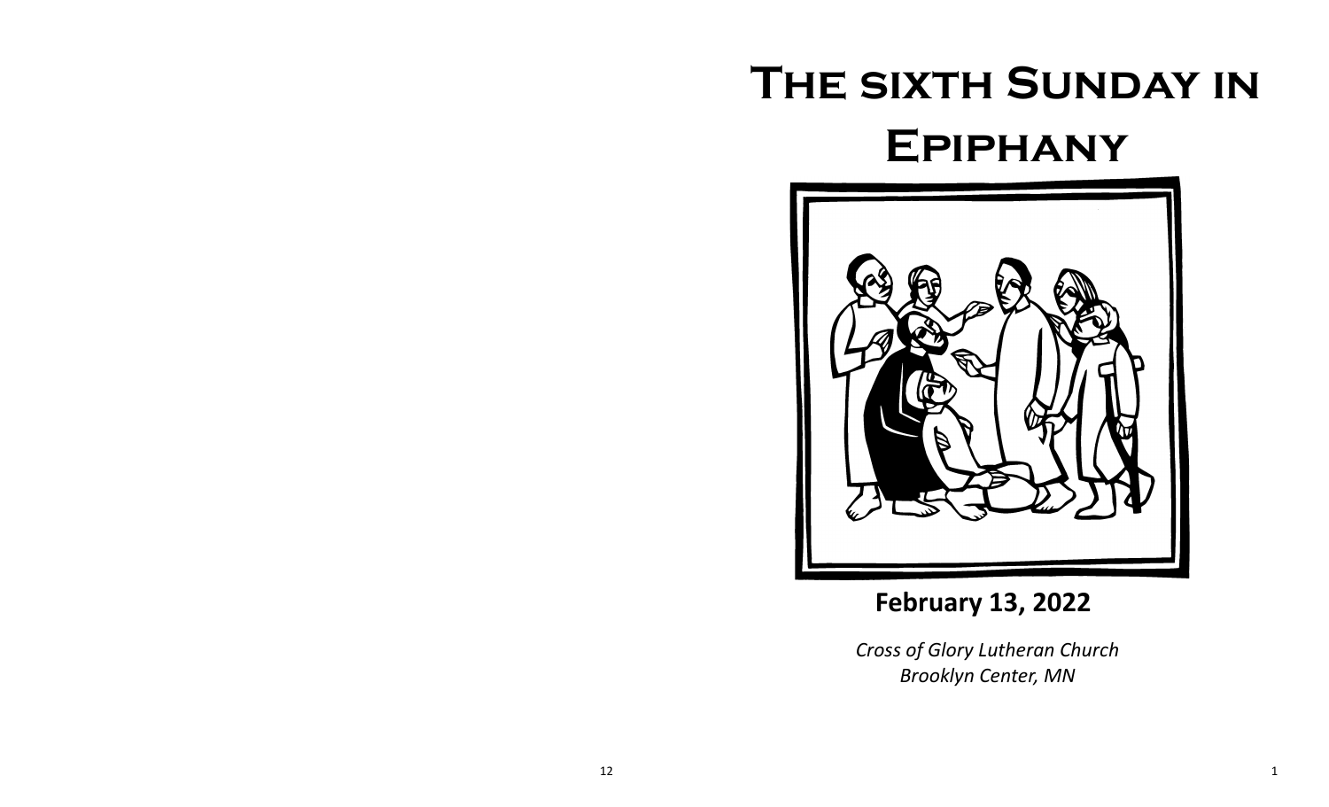# The sixth Sunday in Epiphany

**February 13, 2022**

*Cross of Glory Lutheran Church*
*Brooklyn Center, MN*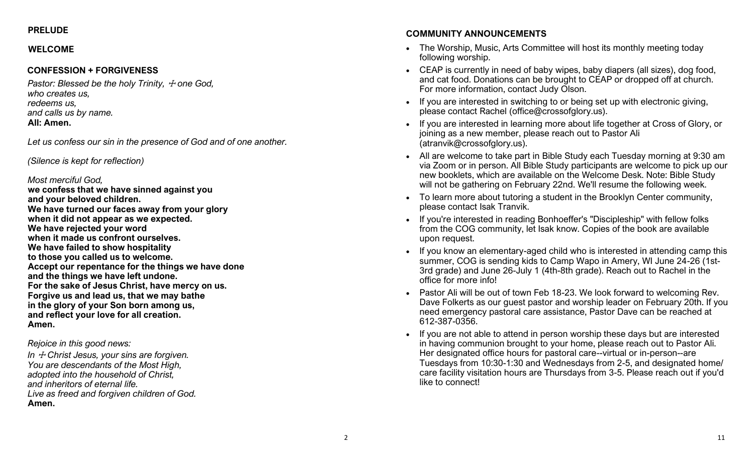**PRELUDE**

**WELCOME**

**CONFESSION + FORGIVENESS**

*Pastor: Blessed be the holy Trinity, ☩ one God,*
*who creates us,*
*redeems us,*
*and calls us by name.*
**All: Amen.**

*Let us confess our sin in the presence of God and of one another.*

*(Silence is kept for reflection)*

*Most merciful God,*
**we confess that we have sinned against you**
**and your beloved children.**
**We have turned our faces away from your glory**
**when it did not appear as we expected.**
**We have rejected your word**
**when it made us confront ourselves.**
**We have failed to show hospitality**
**to those you called us to welcome.**
**Accept our repentance for the things we have done**
**and the things we have left undone.**
**For the sake of Jesus Christ, have mercy on us.**
**Forgive us and lead us, that we may bathe**
**in the glory of your Son born among us,**
**and reflect your love for all creation.**
**Amen.**

*Rejoice in this good news:*
*In ☩ Christ Jesus, your sins are forgiven.*
*You are descendants of the Most High,*
*adopted into the household of Christ,*
*and inheritors of eternal life.*
*Live as freed and forgiven children of God.*
**Amen.**

**COMMUNITY ANNOUNCEMENTS**

- The Worship, Music, Arts Committee will host its monthly meeting today following worship.
- CEAP is currently in need of baby wipes, baby diapers (all sizes), dog food, and cat food. Donations can be brought to CEAP or dropped off at church. For more information, contact Judy Olson.
- If you are interested in switching to or being set up with electronic giving, please contact Rachel (office@crossofglory.us).
- If you are interested in learning more about life together at Cross of Glory, or joining as a new member, please reach out to Pastor Ali (atranvik@crossofglory.us).
- All are welcome to take part in Bible Study each Tuesday morning at 9:30 am via Zoom or in person. All Bible Study participants are welcome to pick up our new booklets, which are available on the Welcome Desk. Note: Bible Study will not be gathering on February 22nd. We'll resume the following week.
- To learn more about tutoring a student in the Brooklyn Center community, please contact Isak Tranvik.
- If you're interested in reading Bonhoeffer's "Discipleship" with fellow folks from the COG community, let Isak know. Copies of the book are available upon request.
- If you know an elementary-aged child who is interested in attending camp this summer, COG is sending kids to Camp Wapo in Amery, WI June 24-26 (1st-3rd grade) and June 26-July 1 (4th-8th grade). Reach out to Rachel in the office for more info!
- Pastor Ali will be out of town Feb 18-23. We look forward to welcoming Rev. Dave Folkerts as our guest pastor and worship leader on February 20th. If you need emergency pastoral care assistance, Pastor Dave can be reached at 612-387-0356.
- If you are not able to attend in person worship these days but are interested in having communion brought to your home, please reach out to Pastor Ali. Her designated office hours for pastoral care--virtual or in-person--are Tuesdays from 10:30-1:30 and Wednesdays from 2-5, and designated home/care facility visitation hours are Thursdays from 3-5. Please reach out if you'd like to connect!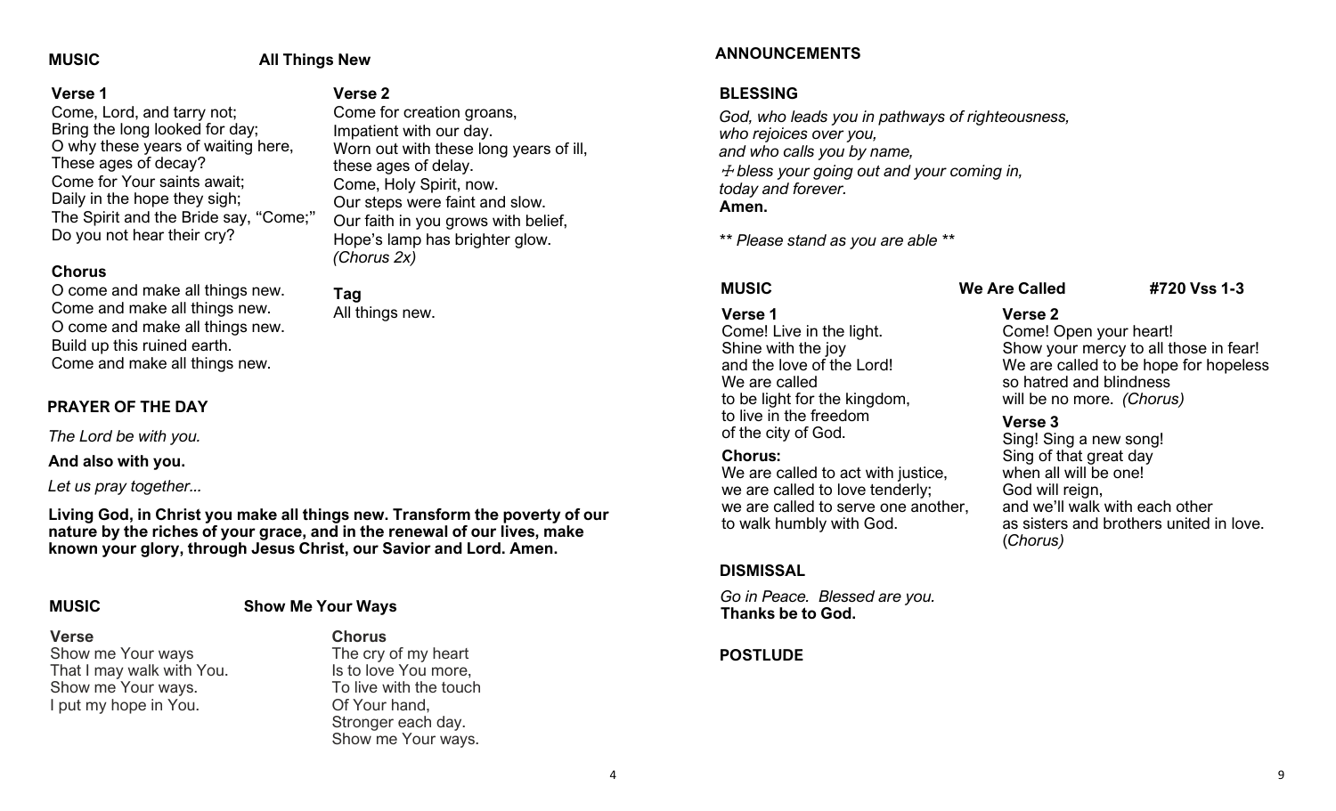**MUSIC** **All Things New**

**Verse 1**
Come, Lord, and tarry not;
Bring the long looked for day;
O why these years of waiting here,
These ages of decay?
Come for Your saints await;
Daily in the hope they sigh;
The Spirit and the Bride say, "Come;"
Do you not hear their cry?

**Chorus**
O come and make all things new.
Come and make all things new.
O come and make all things new.
Build up this ruined earth.
Come and make all things new.

**Verse 2**
Come for creation groans,
Impatient with our day.
Worn out with these long years of ill,
these ages of delay.
Come, Holy Spirit, now.
Our steps were faint and slow.
Our faith in you grows with belief,
Hope's lamp has brighter glow.
*(Chorus 2x)*

**Tag**
All things new.

## PRAYER OF THE DAY

*The Lord be with you.*

**And also with you.**

*Let us pray together...*

**Living God, in Christ you make all things new. Transform the poverty of our nature by the riches of your grace, and in the renewal of our lives, make known your glory, through Jesus Christ, our Savior and Lord. Amen.**

**MUSIC** **Show Me Your Ways**

**Verse**
Show me Your ways
That I may walk with You.
Show me Your ways.
I put my hope in You.

**Chorus**
The cry of my heart
Is to love You more,
To live with the touch
Of Your hand,
Stronger each day.
Show me Your ways.

## ANNOUNCEMENTS

## BLESSING

*God, who leads you in pathways of righteousness,*
*who rejoices over you,*
*and who calls you by name,*
*☩ bless your going out and your coming in,*
*today and forever.*
**Amen.**

*\*\* Please stand as you are able \*\**

**MUSIC** **We Are Called** **#720 Vss 1-3**

**Verse 1**
Come! Live in the light.
Shine with the joy
and the love of the Lord!
We are called
to be light for the kingdom,
to live in the freedom
of the city of God.

**Chorus:**
We are called to act with justice,
we are called to love tenderly;
we are called to serve one another,
to walk humbly with God.

**Verse 2**
Come! Open your heart!
Show your mercy to all those in fear!
We are called to be hope for hopeless
so hatred and blindness
will be no more. *(Chorus)*

**Verse 3**
Sing! Sing a new song!
Sing of that great day
when all will be one!
God will reign,
and we'll walk with each other
as sisters and brothers united in love.
(*Chorus*)

## DISMISSAL

*Go in Peace. Blessed are you.*
**Thanks be to God.**

## POSTLUDE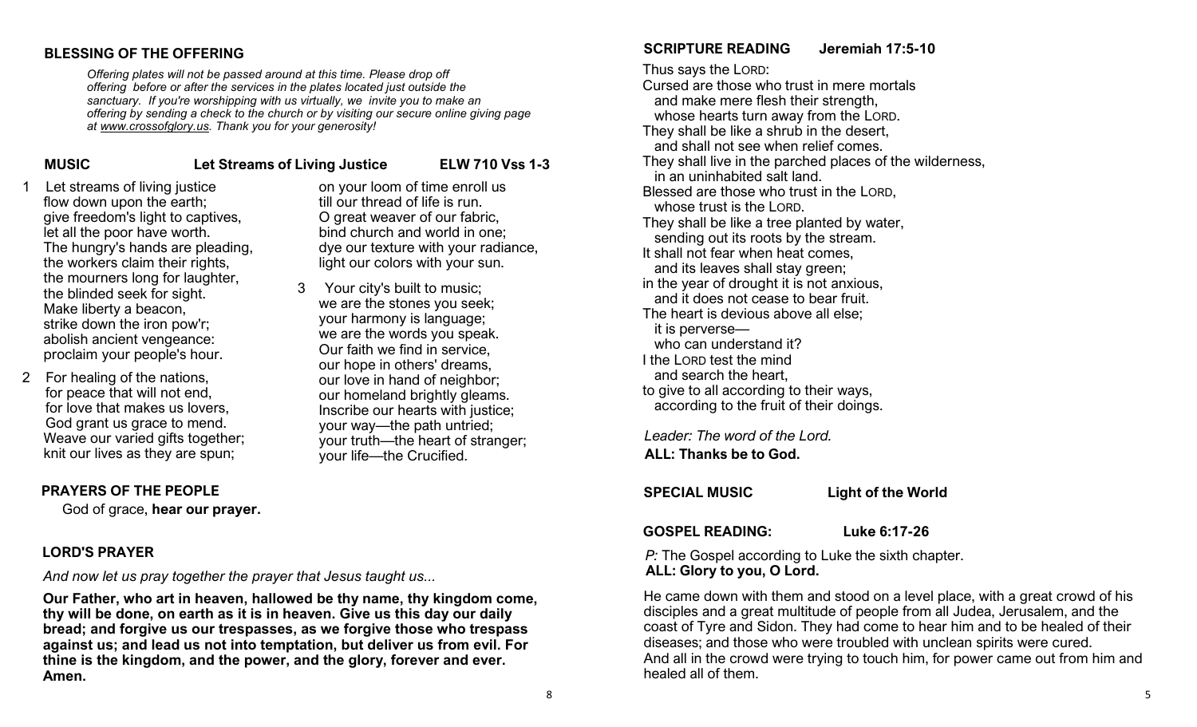## BLESSING OF THE OFFERING

*Offering plates will not be passed around at this time. Please drop off offering before or after the services in the plates located just outside the sanctuary. If you're worshipping with us virtually, we invite you to make an offering by sending a check to the church or by visiting our secure online giving page at www.crossofglory.us. Thank you for your generosity!*

## MUSIC — Let Streams of Living Justice — ELW 710 Vss 1-3

1 Let streams of living justice
flow down upon the earth;
give freedom's light to captives,
let all the poor have worth.
The hungry's hands are pleading,
the workers claim their rights,
the mourners long for laughter,
the blinded seek for sight.
Make liberty a beacon,
strike down the iron pow'r;
abolish ancient vengeance:
proclaim your people's hour.

2 For healing of the nations,
for peace that will not end,
for love that makes us lovers,
God grant us grace to mend.
Weave our varied gifts together;
knit our lives as they are spun;
on your loom of time enroll us
till our thread of life is run.
O great weaver of our fabric,
bind church and world in one;
dye our texture with your radiance,
light our colors with your sun.

3 Your city's built to music;
we are the stones you seek;
your harmony is language;
we are the words you speak.
Our faith we find in service,
our hope in others' dreams,
our love in hand of neighbor;
our homeland brightly gleams.
Inscribe our hearts with justice;
your way—the path untried;
your truth—the heart of stranger;
your life—the Crucified.

## PRAYERS OF THE PEOPLE

God of grace, **hear our prayer.**

## LORD'S PRAYER

*And now let us pray together the prayer that Jesus taught us...*

**Our Father, who art in heaven, hallowed be thy name, thy kingdom come, thy will be done, on earth as it is in heaven. Give us this day our daily bread; and forgive us our trespasses, as we forgive those who trespass against us; and lead us not into temptation, but deliver us from evil. For thine is the kingdom, and the power, and the glory, forever and ever. Amen.**

## SCRIPTURE READING — Jeremiah 17:5-10

Thus says the LORD:
Cursed are those who trust in mere mortals
and make mere flesh their strength,
whose hearts turn away from the LORD.
They shall be like a shrub in the desert,
and shall not see when relief comes.
They shall live in the parched places of the wilderness,
in an uninhabited salt land.
Blessed are those who trust in the LORD,
whose trust is the LORD.
They shall be like a tree planted by water,
sending out its roots by the stream.
It shall not fear when heat comes,
and its leaves shall stay green;
in the year of drought it is not anxious,
and it does not cease to bear fruit.
The heart is devious above all else;
it is perverse—
who can understand it?
I the LORD test the mind
and search the heart,
to give to all according to their ways,
according to the fruit of their doings.

*Leader: The word of the Lord.*
**ALL: Thanks be to God.**

## SPECIAL MUSIC — Light of the World

## GOSPEL READING: Luke 6:17-26

*P:* The Gospel according to Luke the sixth chapter.
**ALL: Glory to you, O Lord.**

He came down with them and stood on a level place, with a great crowd of his disciples and a great multitude of people from all Judea, Jerusalem, and the coast of Tyre and Sidon. They had come to hear him and to be healed of their diseases; and those who were troubled with unclean spirits were cured. And all in the crowd were trying to touch him, for power came out from him and healed all of them.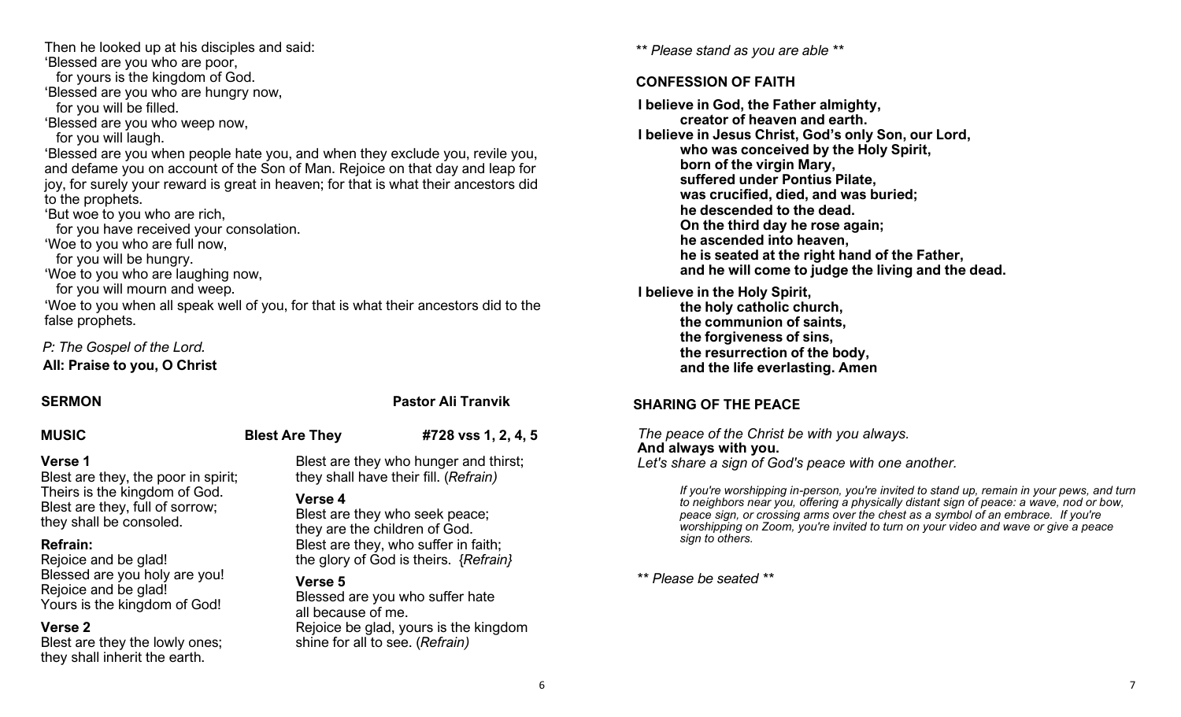Then he looked up at his disciples and said:
'Blessed are you who are poor,
for yours is the kingdom of God.
'Blessed are you who are hungry now,
for you will be filled.
'Blessed are you who weep now,
for you will laugh.
'Blessed are you when people hate you, and when they exclude you, revile you, and defame you on account of the Son of Man. Rejoice on that day and leap for joy, for surely your reward is great in heaven; for that is what their ancestors did to the prophets.
'But woe to you who are rich,
for you have received your consolation.
'Woe to you who are full now,
for you will be hungry.
'Woe to you who are laughing now,
for you will mourn and weep.
'Woe to you when all speak well of you, for that is what their ancestors did to the false prophets.

*P: The Gospel of the Lord.*
**All: Praise to you, O Christ**

**SERMON** **Pastor Ali Tranvik**

**MUSIC** **Blest Are They** **#728 vss 1, 2, 4, 5**

**Verse 1**
Blest are they, the poor in spirit;
Theirs is the kingdom of God.
Blest are they, full of sorrow;
they shall be consoled.

**Refrain:**
Rejoice and be glad!
Blessed are you holy are you!
Rejoice and be glad!
Yours is the kingdom of God!

**Verse 2**
Blest are they the lowly ones;
they shall inherit the earth.
Blest are they who hunger and thirst;
they shall have their fill. (*Refrain)*

**Verse 4**
Blest are they who seek peace;
they are the children of God.
Blest are they, who suffer in faith;
the glory of God is theirs. {*Refrain}*

**Verse 5**
Blessed are you who suffer hate
all because of me.
Rejoice be glad, yours is the kingdom
shine for all to see. (*Refrain)*

*\*\* Please stand as you are able \*\**

## CONFESSION OF FAITH

**I believe in God, the Father almighty,**
**creator of heaven and earth.**
**I believe in Jesus Christ, God's only Son, our Lord,**
**who was conceived by the Holy Spirit,**
**born of the virgin Mary,**
**suffered under Pontius Pilate,**
**was crucified, died, and was buried;**
**he descended to the dead.**
**On the third day he rose again;**
**he ascended into heaven,**
**he is seated at the right hand of the Father,**
**and he will come to judge the living and the dead.**

**I believe in the Holy Spirit,**
**the holy catholic church,**
**the communion of saints,**
**the forgiveness of sins,**
**the resurrection of the body,**
**and the life everlasting. Amen**

## SHARING OF THE PEACE

*The peace of the Christ be with you always.*
**And always with you.**
*Let's share a sign of God's peace with one another.*

*If you're worshipping in-person, you're invited to stand up, remain in your pews, and turn to neighbors near you, offering a physically distant sign of peace: a wave, nod or bow, peace sign, or crossing arms over the chest as a symbol of an embrace. If you're worshipping on Zoom, you're invited to turn on your video and wave or give a peace sign to others.*

*\*\* Please be seated \*\**